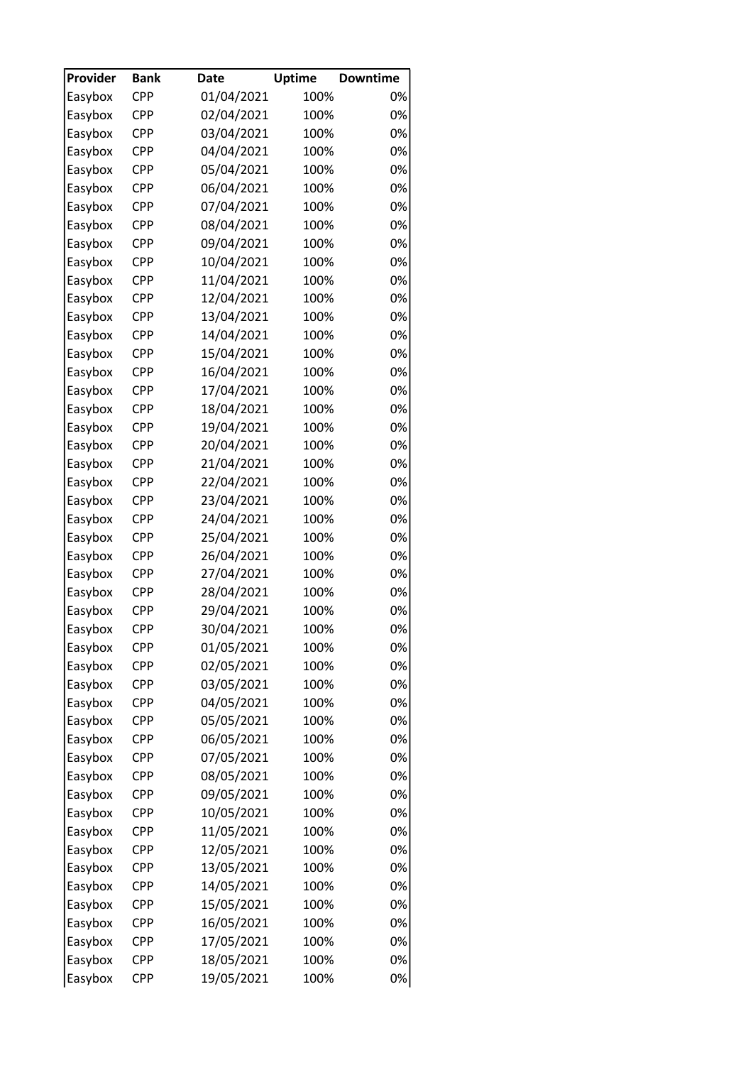| Provider | Bank | Date | Uptime | Downtime |
|---|---|---|---|---|
| Easybox | CPP | 01/04/2021 | 100% | 0% |
| Easybox | CPP | 02/04/2021 | 100% | 0% |
| Easybox | CPP | 03/04/2021 | 100% | 0% |
| Easybox | CPP | 04/04/2021 | 100% | 0% |
| Easybox | CPP | 05/04/2021 | 100% | 0% |
| Easybox | CPP | 06/04/2021 | 100% | 0% |
| Easybox | CPP | 07/04/2021 | 100% | 0% |
| Easybox | CPP | 08/04/2021 | 100% | 0% |
| Easybox | CPP | 09/04/2021 | 100% | 0% |
| Easybox | CPP | 10/04/2021 | 100% | 0% |
| Easybox | CPP | 11/04/2021 | 100% | 0% |
| Easybox | CPP | 12/04/2021 | 100% | 0% |
| Easybox | CPP | 13/04/2021 | 100% | 0% |
| Easybox | CPP | 14/04/2021 | 100% | 0% |
| Easybox | CPP | 15/04/2021 | 100% | 0% |
| Easybox | CPP | 16/04/2021 | 100% | 0% |
| Easybox | CPP | 17/04/2021 | 100% | 0% |
| Easybox | CPP | 18/04/2021 | 100% | 0% |
| Easybox | CPP | 19/04/2021 | 100% | 0% |
| Easybox | CPP | 20/04/2021 | 100% | 0% |
| Easybox | CPP | 21/04/2021 | 100% | 0% |
| Easybox | CPP | 22/04/2021 | 100% | 0% |
| Easybox | CPP | 23/04/2021 | 100% | 0% |
| Easybox | CPP | 24/04/2021 | 100% | 0% |
| Easybox | CPP | 25/04/2021 | 100% | 0% |
| Easybox | CPP | 26/04/2021 | 100% | 0% |
| Easybox | CPP | 27/04/2021 | 100% | 0% |
| Easybox | CPP | 28/04/2021 | 100% | 0% |
| Easybox | CPP | 29/04/2021 | 100% | 0% |
| Easybox | CPP | 30/04/2021 | 100% | 0% |
| Easybox | CPP | 01/05/2021 | 100% | 0% |
| Easybox | CPP | 02/05/2021 | 100% | 0% |
| Easybox | CPP | 03/05/2021 | 100% | 0% |
| Easybox | CPP | 04/05/2021 | 100% | 0% |
| Easybox | CPP | 05/05/2021 | 100% | 0% |
| Easybox | CPP | 06/05/2021 | 100% | 0% |
| Easybox | CPP | 07/05/2021 | 100% | 0% |
| Easybox | CPP | 08/05/2021 | 100% | 0% |
| Easybox | CPP | 09/05/2021 | 100% | 0% |
| Easybox | CPP | 10/05/2021 | 100% | 0% |
| Easybox | CPP | 11/05/2021 | 100% | 0% |
| Easybox | CPP | 12/05/2021 | 100% | 0% |
| Easybox | CPP | 13/05/2021 | 100% | 0% |
| Easybox | CPP | 14/05/2021 | 100% | 0% |
| Easybox | CPP | 15/05/2021 | 100% | 0% |
| Easybox | CPP | 16/05/2021 | 100% | 0% |
| Easybox | CPP | 17/05/2021 | 100% | 0% |
| Easybox | CPP | 18/05/2021 | 100% | 0% |
| Easybox | CPP | 19/05/2021 | 100% | 0% |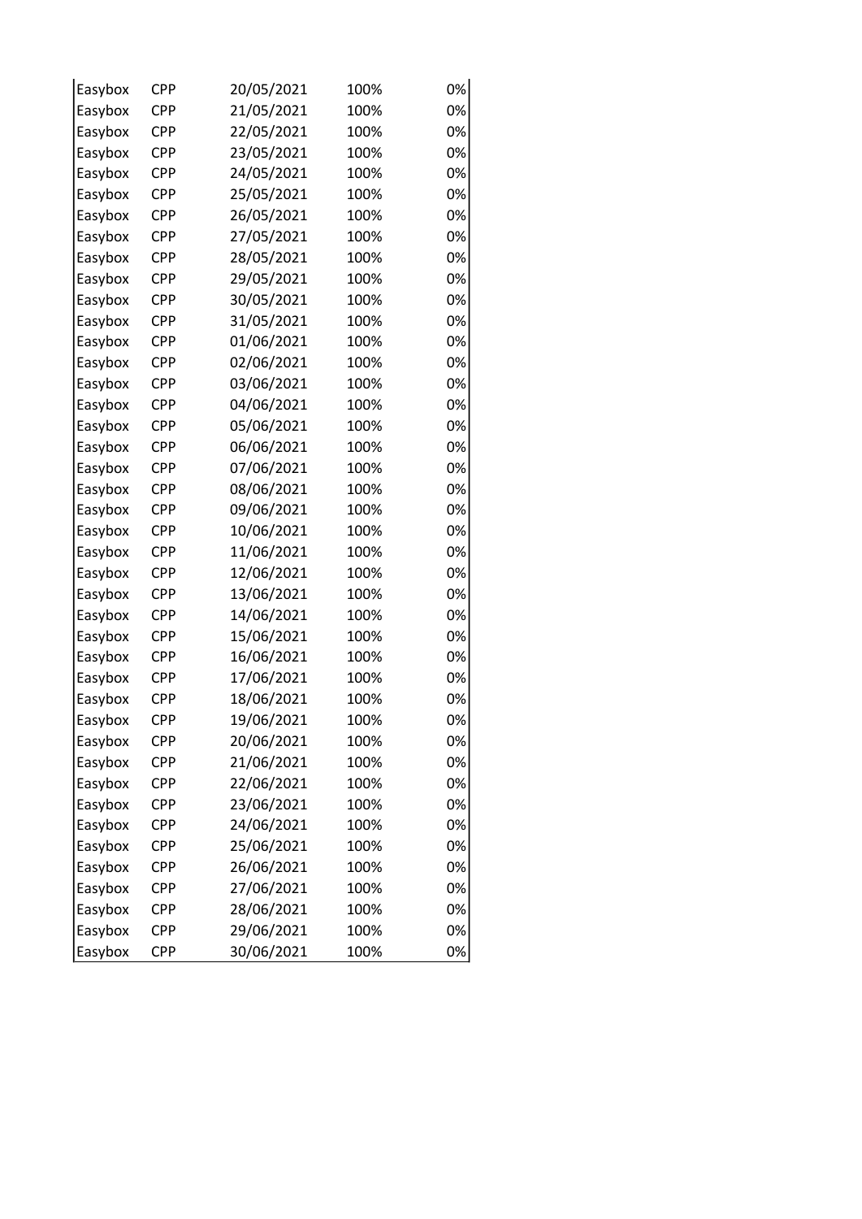| | | | | |
|---|---|---|---|---|
| Easybox | CPP | 20/05/2021 | 100% | 0% |
| Easybox | CPP | 21/05/2021 | 100% | 0% |
| Easybox | CPP | 22/05/2021 | 100% | 0% |
| Easybox | CPP | 23/05/2021 | 100% | 0% |
| Easybox | CPP | 24/05/2021 | 100% | 0% |
| Easybox | CPP | 25/05/2021 | 100% | 0% |
| Easybox | CPP | 26/05/2021 | 100% | 0% |
| Easybox | CPP | 27/05/2021 | 100% | 0% |
| Easybox | CPP | 28/05/2021 | 100% | 0% |
| Easybox | CPP | 29/05/2021 | 100% | 0% |
| Easybox | CPP | 30/05/2021 | 100% | 0% |
| Easybox | CPP | 31/05/2021 | 100% | 0% |
| Easybox | CPP | 01/06/2021 | 100% | 0% |
| Easybox | CPP | 02/06/2021 | 100% | 0% |
| Easybox | CPP | 03/06/2021 | 100% | 0% |
| Easybox | CPP | 04/06/2021 | 100% | 0% |
| Easybox | CPP | 05/06/2021 | 100% | 0% |
| Easybox | CPP | 06/06/2021 | 100% | 0% |
| Easybox | CPP | 07/06/2021 | 100% | 0% |
| Easybox | CPP | 08/06/2021 | 100% | 0% |
| Easybox | CPP | 09/06/2021 | 100% | 0% |
| Easybox | CPP | 10/06/2021 | 100% | 0% |
| Easybox | CPP | 11/06/2021 | 100% | 0% |
| Easybox | CPP | 12/06/2021 | 100% | 0% |
| Easybox | CPP | 13/06/2021 | 100% | 0% |
| Easybox | CPP | 14/06/2021 | 100% | 0% |
| Easybox | CPP | 15/06/2021 | 100% | 0% |
| Easybox | CPP | 16/06/2021 | 100% | 0% |
| Easybox | CPP | 17/06/2021 | 100% | 0% |
| Easybox | CPP | 18/06/2021 | 100% | 0% |
| Easybox | CPP | 19/06/2021 | 100% | 0% |
| Easybox | CPP | 20/06/2021 | 100% | 0% |
| Easybox | CPP | 21/06/2021 | 100% | 0% |
| Easybox | CPP | 22/06/2021 | 100% | 0% |
| Easybox | CPP | 23/06/2021 | 100% | 0% |
| Easybox | CPP | 24/06/2021 | 100% | 0% |
| Easybox | CPP | 25/06/2021 | 100% | 0% |
| Easybox | CPP | 26/06/2021 | 100% | 0% |
| Easybox | CPP | 27/06/2021 | 100% | 0% |
| Easybox | CPP | 28/06/2021 | 100% | 0% |
| Easybox | CPP | 29/06/2021 | 100% | 0% |
| Easybox | CPP | 30/06/2021 | 100% | 0% |